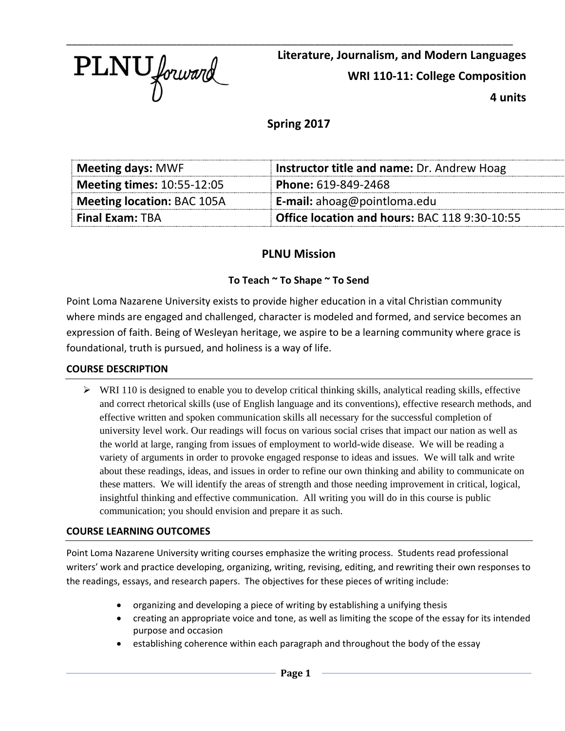PLNU forward

**Literature, Journalism, and Modern Languages**

**WRI 110-11: College Composition**

**4 units**

**Spring 2017**

| **Meeting days:** MWF | **Instructor title and name:** Dr. Andrew Hoag |
|---|---|
| **Meeting times:** 10:55-12:05 | **Phone:** 619-849-2468 |
| **Meeting location:** BAC 105A | **E-mail:** ahoag@pointloma.edu |
| **Final Exam:** TBA | **Office location and hours:** BAC 118 9:30-10:55 |

## PLNU Mission

### To Teach ~ To Shape ~ To Send

Point Loma Nazarene University exists to provide higher education in a vital Christian community where minds are engaged and challenged, character is modeled and formed, and service becomes an expression of faith. Being of Wesleyan heritage, we aspire to be a learning community where grace is foundational, truth is pursued, and holiness is a way of life.

### COURSE DESCRIPTION

- WRI 110 is designed to enable you to develop critical thinking skills, analytical reading skills, effective and correct rhetorical skills (use of English language and its conventions), effective research methods, and effective written and spoken communication skills all necessary for the successful completion of university level work. Our readings will focus on various social crises that impact our nation as well as the world at large, ranging from issues of employment to world-wide disease. We will be reading a variety of arguments in order to provoke engaged response to ideas and issues. We will talk and write about these readings, ideas, and issues in order to refine our own thinking and ability to communicate on these matters. We will identify the areas of strength and those needing improvement in critical, logical, insightful thinking and effective communication. All writing you will do in this course is public communication; you should envision and prepare it as such.

### COURSE LEARNING OUTCOMES

Point Loma Nazarene University writing courses emphasize the writing process. Students read professional writers' work and practice developing, organizing, writing, revising, editing, and rewriting their own responses to the readings, essays, and research papers. The objectives for these pieces of writing include:

- organizing and developing a piece of writing by establishing a unifying thesis
- creating an appropriate voice and tone, as well as limiting the scope of the essay for its intended purpose and occasion
- establishing coherence within each paragraph and throughout the body of the essay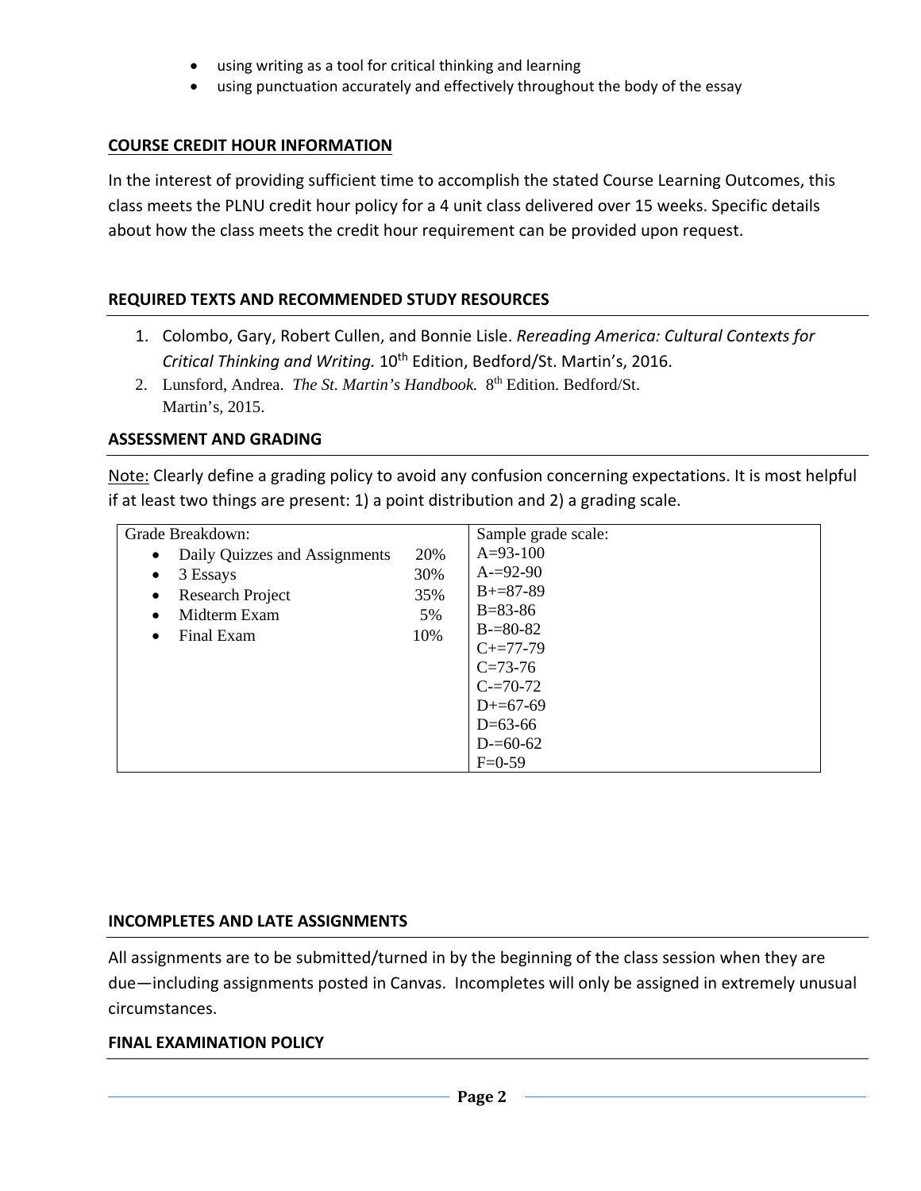- using writing as a tool for critical thinking and learning
- using punctuation accurately and effectively throughout the body of the essay

## COURSE CREDIT HOUR INFORMATION

In the interest of providing sufficient time to accomplish the stated Course Learning Outcomes, this class meets the PLNU credit hour policy for a 4 unit class delivered over 15 weeks. Specific details about how the class meets the credit hour requirement can be provided upon request.

## REQUIRED TEXTS AND RECOMMENDED STUDY RESOURCES

1. Colombo, Gary, Robert Cullen, and Bonnie Lisle. *Rereading America: Cultural Contexts for Critical Thinking and Writing.* 10th Edition, Bedford/St. Martin's, 2016.
2. Lunsford, Andrea. *The St. Martin's Handbook.* 8th Edition. Bedford/St. Martin's, 2015.

## ASSESSMENT AND GRADING

Note: Clearly define a grading policy to avoid any confusion concerning expectations. It is most helpful if at least two things are present: 1) a point distribution and 2) a grading scale.

| Grade Breakdown: | | Sample grade scale: |
|---|---|---|
| • Daily Quizzes and Assignments | 20% | A=93-100 |
| • 3 Essays | 30% | A-=92-90 |
| • Research Project | 35% | B+=87-89 |
| • Midterm Exam | 5% | B=83-86 |
| • Final Exam | 10% | B-=80-82 |
| | | C+=77-79 |
| | | C=73-76 |
| | | C-=70-72 |
| | | D+=67-69 |
| | | D=63-66 |
| | | D-=60-62 |
| | | F=0-59 |

## INCOMPLETES AND LATE ASSIGNMENTS

All assignments are to be submitted/turned in by the beginning of the class session when they are due—including assignments posted in Canvas. Incompletes will only be assigned in extremely unusual circumstances.

## FINAL EXAMINATION POLICY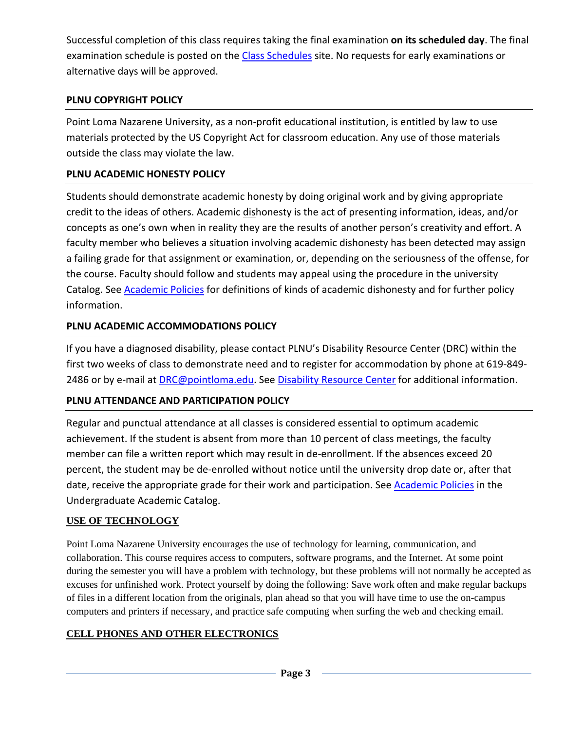Successful completion of this class requires taking the final examination **on its scheduled day**. The final examination schedule is posted on the [Class Schedules](#) site. No requests for early examinations or alternative days will be approved.

## PLNU COPYRIGHT POLICY

Point Loma Nazarene University, as a non-profit educational institution, is entitled by law to use materials protected by the US Copyright Act for classroom education. Any use of those materials outside the class may violate the law.

## PLNU ACADEMIC HONESTY POLICY

Students should demonstrate academic honesty by doing original work and by giving appropriate credit to the ideas of others. Academic dishonesty is the act of presenting information, ideas, and/or concepts as one's own when in reality they are the results of another person's creativity and effort. A faculty member who believes a situation involving academic dishonesty has been detected may assign a failing grade for that assignment or examination, or, depending on the seriousness of the offense, for the course. Faculty should follow and students may appeal using the procedure in the university Catalog. See [Academic Policies](#) for definitions of kinds of academic dishonesty and for further policy information.

## PLNU ACADEMIC ACCOMMODATIONS POLICY

If you have a diagnosed disability, please contact PLNU's Disability Resource Center (DRC) within the first two weeks of class to demonstrate need and to register for accommodation by phone at 619-849-2486 or by e-mail at [DRC@pointloma.edu](mailto:DRC@pointloma.edu). See [Disability Resource Center](#) for additional information.

## PLNU ATTENDANCE AND PARTICIPATION POLICY

Regular and punctual attendance at all classes is considered essential to optimum academic achievement. If the student is absent from more than 10 percent of class meetings, the faculty member can file a written report which may result in de-enrollment. If the absences exceed 20 percent, the student may be de-enrolled without notice until the university drop date or, after that date, receive the appropriate grade for their work and participation. See [Academic Policies](#) in the Undergraduate Academic Catalog.

## USE OF TECHNOLOGY

Point Loma Nazarene University encourages the use of technology for learning, communication, and collaboration. This course requires access to computers, software programs, and the Internet. At some point during the semester you will have a problem with technology, but these problems will not normally be accepted as excuses for unfinished work. Protect yourself by doing the following: Save work often and make regular backups of files in a different location from the originals, plan ahead so that you will have time to use the on-campus computers and printers if necessary, and practice safe computing when surfing the web and checking email.

## CELL PHONES AND OTHER ELECTRONICS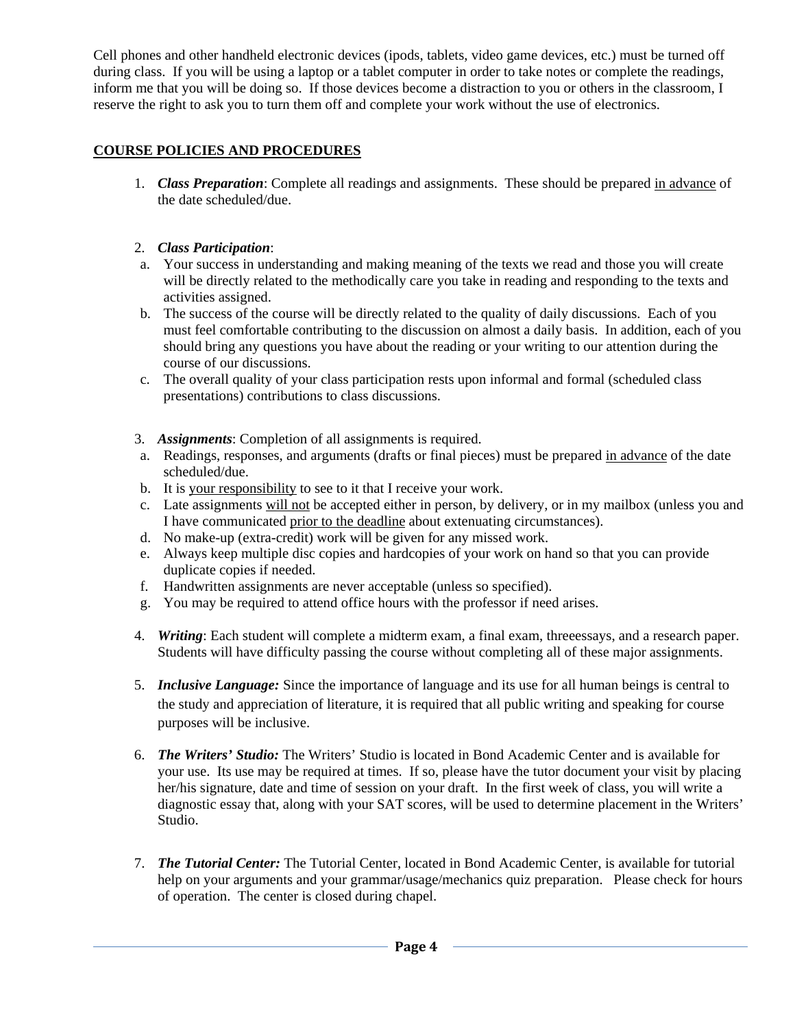Cell phones and other handheld electronic devices (ipods, tablets, video game devices, etc.) must be turned off during class. If you will be using a laptop or a tablet computer in order to take notes or complete the readings, inform me that you will be doing so. If those devices become a distraction to you or others in the classroom, I reserve the right to ask you to turn them off and complete your work without the use of electronics.

## <u>COURSE POLICIES AND PROCEDURES</u>

1. ***Class Preparation***: Complete all readings and assignments. These should be prepared <u>in advance</u> of the date scheduled/due.

2. ***Class Participation***:
   a. Your success in understanding and making meaning of the texts we read and those you will create will be directly related to the methodically care you take in reading and responding to the texts and activities assigned.
   b. The success of the course will be directly related to the quality of daily discussions. Each of you must feel comfortable contributing to the discussion on almost a daily basis. In addition, each of you should bring any questions you have about the reading or your writing to our attention during the course of our discussions.
   c. The overall quality of your class participation rests upon informal and formal (scheduled class presentations) contributions to class discussions.

3. ***Assignments***: Completion of all assignments is required.
   a. Readings, responses, and arguments (drafts or final pieces) must be prepared <u>in advance</u> of the date scheduled/due.
   b. It is <u>your responsibility</u> to see to it that I receive your work.
   c. Late assignments <u>will not</u> be accepted either in person, by delivery, or in my mailbox (unless you and I have communicated <u>prior to the deadline</u> about extenuating circumstances).
   d. No make-up (extra-credit) work will be given for any missed work.
   e. Always keep multiple disc copies and hardcopies of your work on hand so that you can provide duplicate copies if needed.
   f. Handwritten assignments are never acceptable (unless so specified).
   g. You may be required to attend office hours with the professor if need arises.

4. ***Writing***: Each student will complete a midterm exam, a final exam, threeessays, and a research paper. Students will have difficulty passing the course without completing all of these major assignments.

5. ***Inclusive Language:*** Since the importance of language and its use for all human beings is central to the study and appreciation of literature, it is required that all public writing and speaking for course purposes will be inclusive.

6. ***The Writers' Studio:*** The Writers' Studio is located in Bond Academic Center and is available for your use. Its use may be required at times. If so, please have the tutor document your visit by placing her/his signature, date and time of session on your draft. In the first week of class, you will write a diagnostic essay that, along with your SAT scores, will be used to determine placement in the Writers' Studio.

7. ***The Tutorial Center:*** The Tutorial Center, located in Bond Academic Center, is available for tutorial help on your arguments and your grammar/usage/mechanics quiz preparation. Please check for hours of operation. The center is closed during chapel.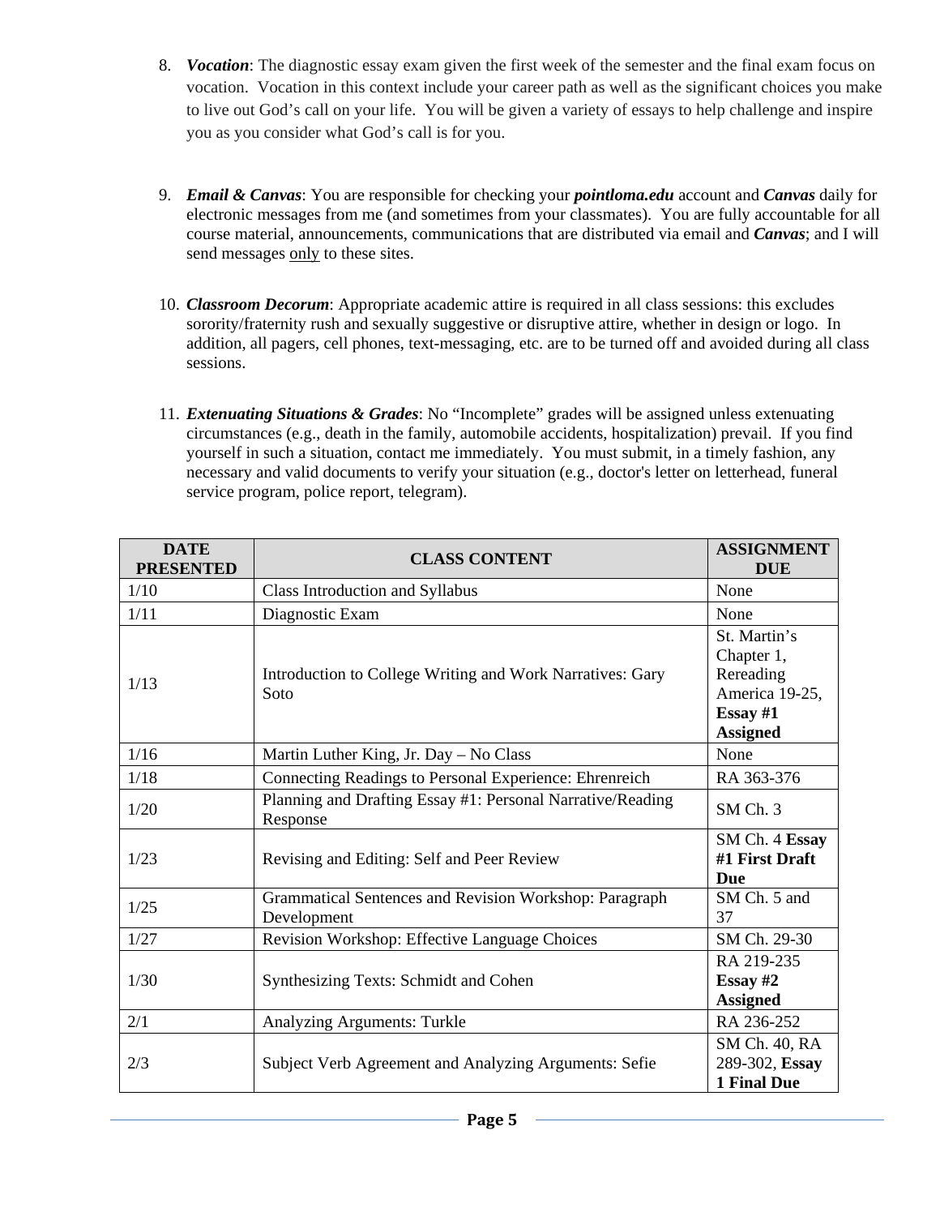8. ***Vocation***: The diagnostic essay exam given the first week of the semester and the final exam focus on vocation. Vocation in this context include your career path as well as the significant choices you make to live out God's call on your life. You will be given a variety of essays to help challenge and inspire you as you consider what God's call is for you.

9. ***Email & Canvas***: You are responsible for checking your ***pointloma.edu*** account and ***Canvas*** daily for electronic messages from me (and sometimes from your classmates). You are fully accountable for all course material, announcements, communications that are distributed via email and ***Canvas***; and I will send messages <u>only</u> to these sites.

10. ***Classroom Decorum***: Appropriate academic attire is required in all class sessions: this excludes sorority/fraternity rush and sexually suggestive or disruptive attire, whether in design or logo. In addition, all pagers, cell phones, text-messaging, etc. are to be turned off and avoided during all class sessions.

11. ***Extenuating Situations & Grades***: No "Incomplete" grades will be assigned unless extenuating circumstances (e.g., death in the family, automobile accidents, hospitalization) prevail. If you find yourself in such a situation, contact me immediately. You must submit, in a timely fashion, any necessary and valid documents to verify your situation (e.g., doctor's letter on letterhead, funeral service program, police report, telegram).

| DATE PRESENTED | CLASS CONTENT | ASSIGNMENT DUE |
|---|---|---|
| 1/10 | Class Introduction and Syllabus | None |
| 1/11 | Diagnostic Exam | None |
| 1/13 | Introduction to College Writing and Work Narratives: Gary Soto | St. Martin's Chapter 1, Rereading America 19-25, **Essay #1 Assigned** |
| 1/16 | Martin Luther King, Jr. Day – No Class | None |
| 1/18 | Connecting Readings to Personal Experience: Ehrenreich | RA 363-376 |
| 1/20 | Planning and Drafting Essay #1: Personal Narrative/Reading Response | SM Ch. 3 |
| 1/23 | Revising and Editing: Self and Peer Review | SM Ch. 4 **Essay #1 First Draft Due** |
| 1/25 | Grammatical Sentences and Revision Workshop: Paragraph Development | SM Ch. 5 and 37 |
| 1/27 | Revision Workshop: Effective Language Choices | SM Ch. 29-30 |
| 1/30 | Synthesizing Texts: Schmidt and Cohen | RA 219-235 **Essay #2 Assigned** |
| 2/1 | Analyzing Arguments: Turkle | RA 236-252 |
| 2/3 | Subject Verb Agreement and Analyzing Arguments: Sefie | SM Ch. 40, RA 289-302, **Essay 1 Final Due** |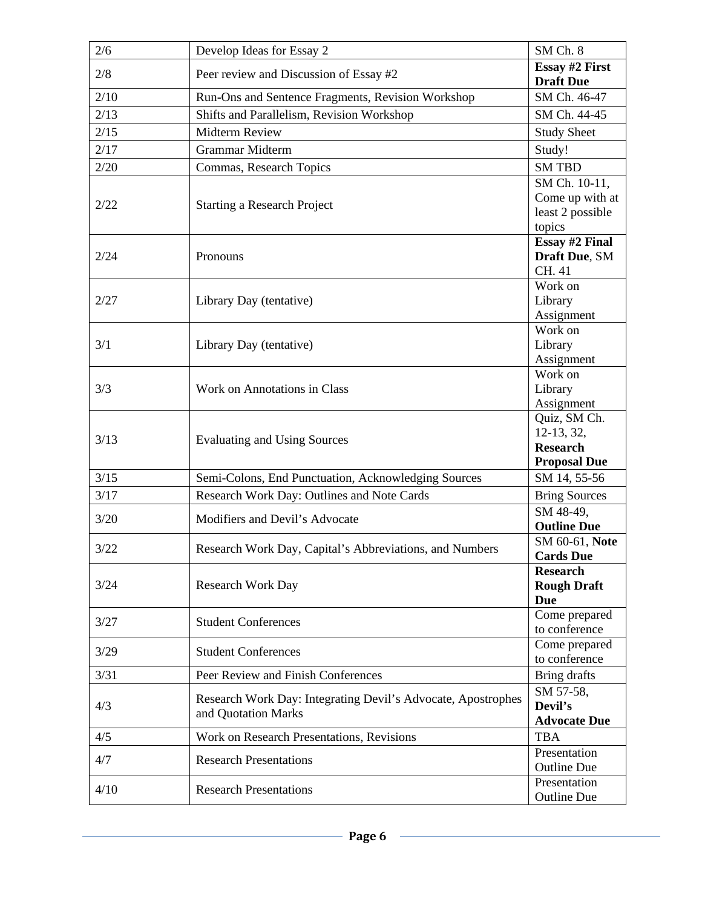| 2/6 | Develop Ideas for Essay 2 | SM Ch. 8 |
|---|---|---|
| 2/8 | Peer review and Discussion of Essay #2 | **Essay #2 First Draft Due** |
| 2/10 | Run-Ons and Sentence Fragments, Revision Workshop | SM Ch. 46-47 |
| 2/13 | Shifts and Parallelism, Revision Workshop | SM Ch. 44-45 |
| 2/15 | Midterm Review | Study Sheet |
| 2/17 | Grammar Midterm | Study! |
| 2/20 | Commas, Research Topics | SM TBD |
| 2/22 | Starting a Research Project | SM Ch. 10-11, Come up with at least 2 possible topics |
| 2/24 | Pronouns | **Essay #2 Final Draft Due**, SM CH. 41 |
| 2/27 | Library Day (tentative) | Work on Library Assignment |
| 3/1 | Library Day (tentative) | Work on Library Assignment |
| 3/3 | Work on Annotations in Class | Work on Library Assignment |
| 3/13 | Evaluating and Using Sources | Quiz, SM Ch. 12-13, 32, **Research Proposal Due** |
| 3/15 | Semi-Colons, End Punctuation, Acknowledging Sources | SM 14, 55-56 |
| 3/17 | Research Work Day: Outlines and Note Cards | Bring Sources |
| 3/20 | Modifiers and Devil's Advocate | SM 48-49, **Outline Due** |
| 3/22 | Research Work Day, Capital's Abbreviations, and Numbers | SM 60-61, **Note Cards Due** |
| 3/24 | Research Work Day | **Research Rough Draft Due** |
| 3/27 | Student Conferences | Come prepared to conference |
| 3/29 | Student Conferences | Come prepared to conference |
| 3/31 | Peer Review and Finish Conferences | Bring drafts |
| 4/3 | Research Work Day: Integrating Devil's Advocate, Apostrophes and Quotation Marks | SM 57-58, **Devil's Advocate Due** |
| 4/5 | Work on Research Presentations, Revisions | TBA |
| 4/7 | Research Presentations | Presentation Outline Due |
| 4/10 | Research Presentations | Presentation Outline Due |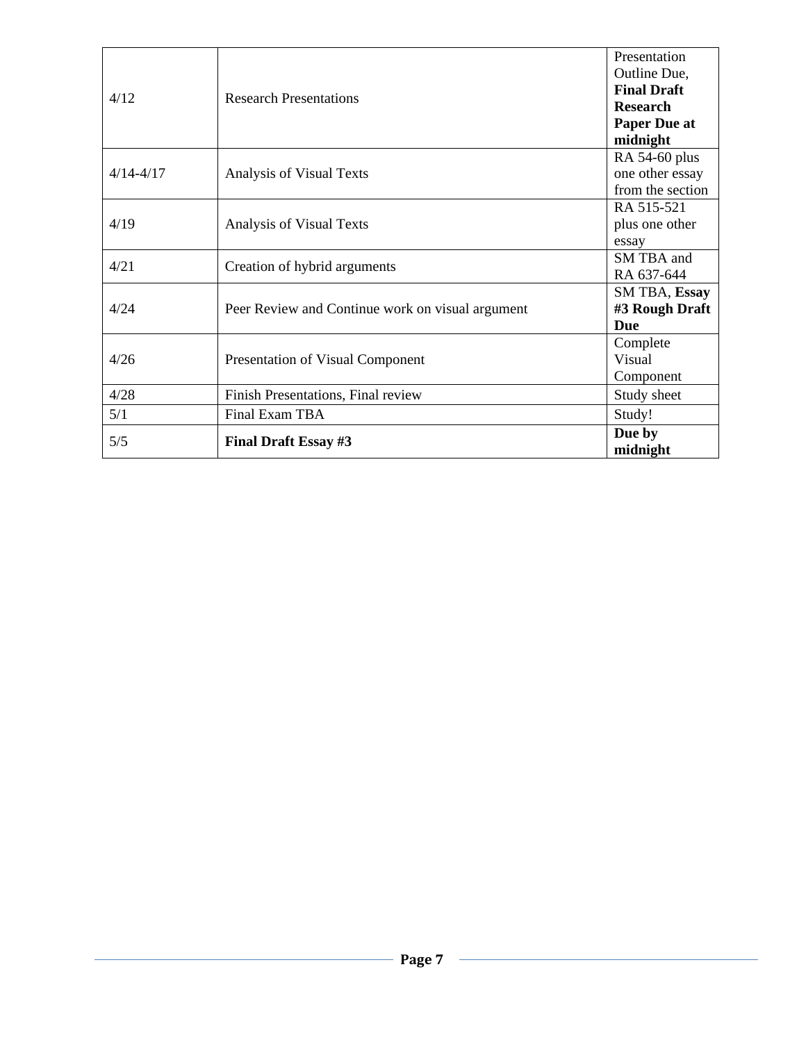| | | |
|---|---|---|
| 4/12 | Research Presentations | Presentation Outline Due, **Final Draft Research Paper Due at midnight** |
| 4/14-4/17 | Analysis of Visual Texts | RA 54-60 plus one other essay from the section |
| 4/19 | Analysis of Visual Texts | RA 515-521 plus one other essay |
| 4/21 | Creation of hybrid arguments | SM TBA and RA 637-644 |
| 4/24 | Peer Review and Continue work on visual argument | SM TBA, **Essay #3 Rough Draft Due** |
| 4/26 | Presentation of Visual Component | Complete Visual Component |
| 4/28 | Finish Presentations, Final review | Study sheet |
| 5/1 | Final Exam TBA | Study! |
| 5/5 | **Final Draft Essay #3** | **Due by midnight** |